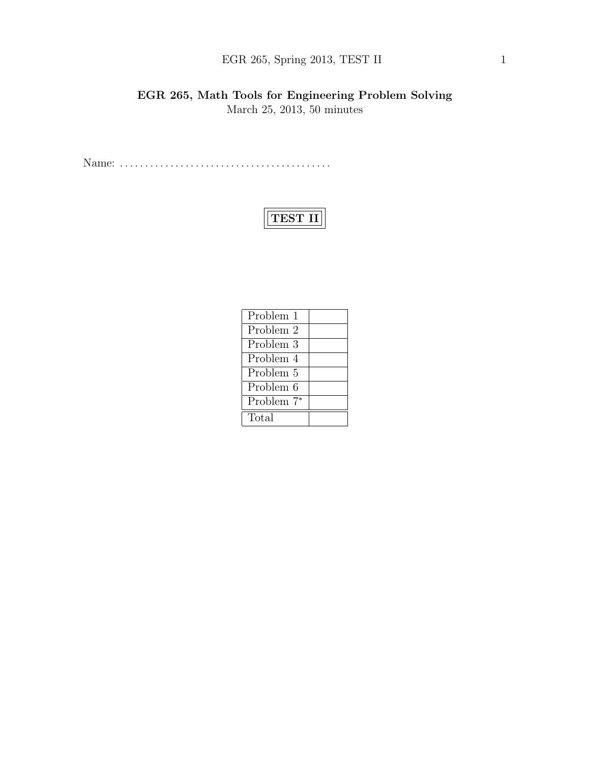# EGR 265, Math Tools for Engineering Problem Solving

March 25, 2013, 50 minutes

Name: ........................................

**TEST II**

| Problem 1 | |
|---|---|
| Problem 2 | |
| Problem 3 | |
| Problem 4 | |
| Problem 5 | |
| Problem 6 | |
| Problem 7* | |
| Total | |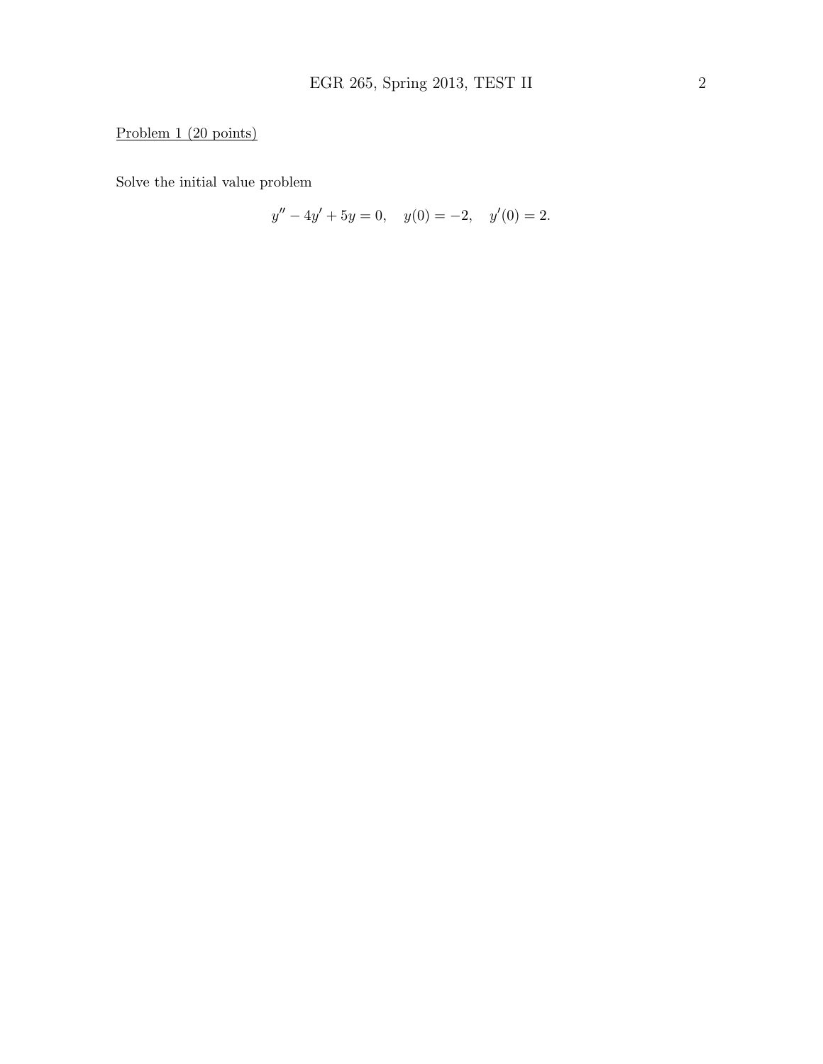Problem 1 (20 points)

Solve the initial value problem

$$y'' - 4y' + 5y = 0, \quad y(0) = -2, \quad y'(0) = 2.$$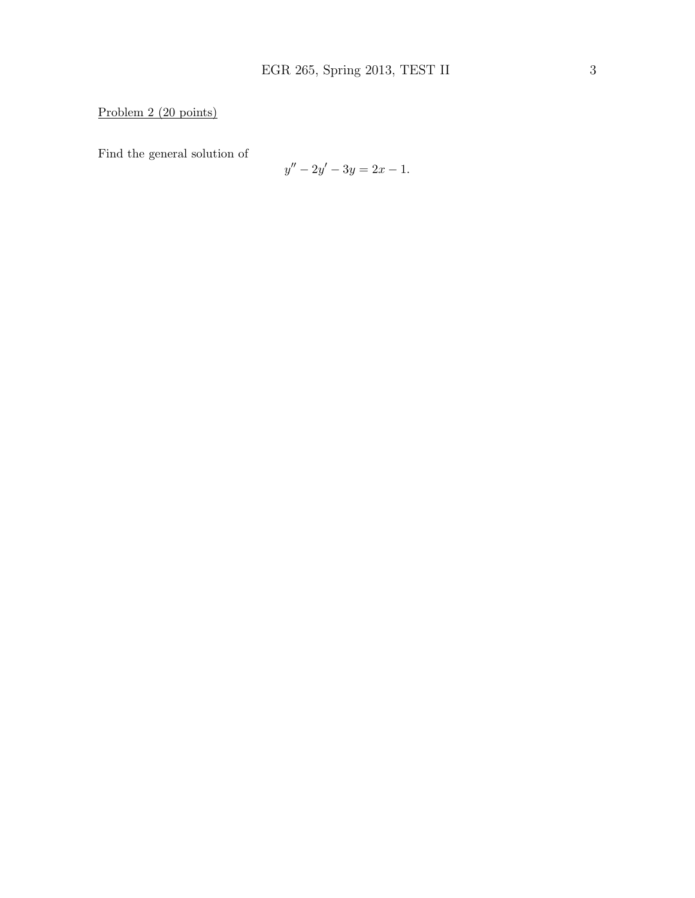Problem 2 (20 points)

Find the general solution of

$$y'' - 2y' - 3y = 2x - 1.$$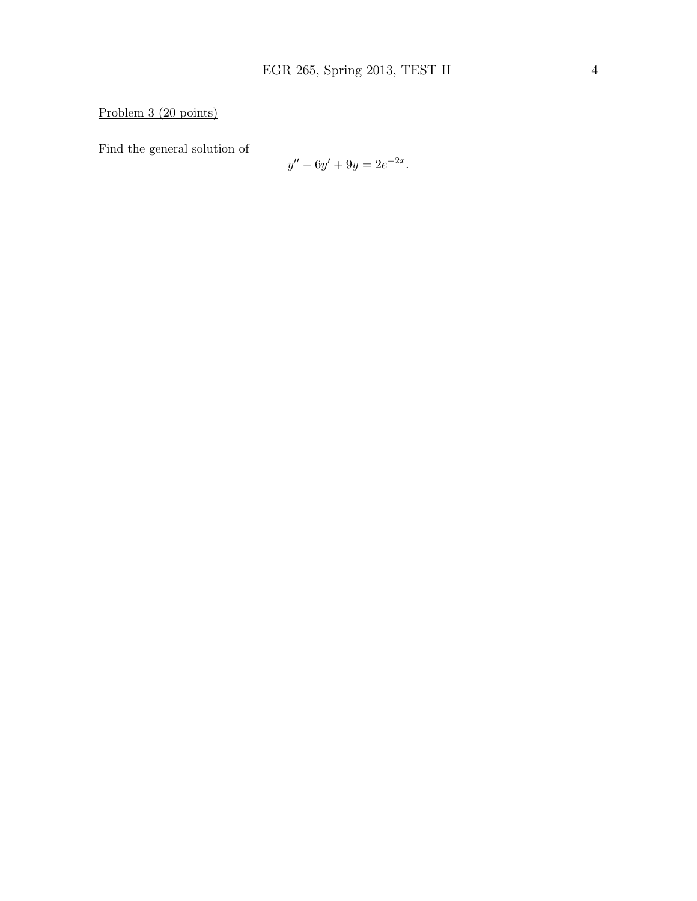Problem 3 (20 points)

Find the general solution of

$$y'' - 6y' + 9y = 2e^{-2x}.$$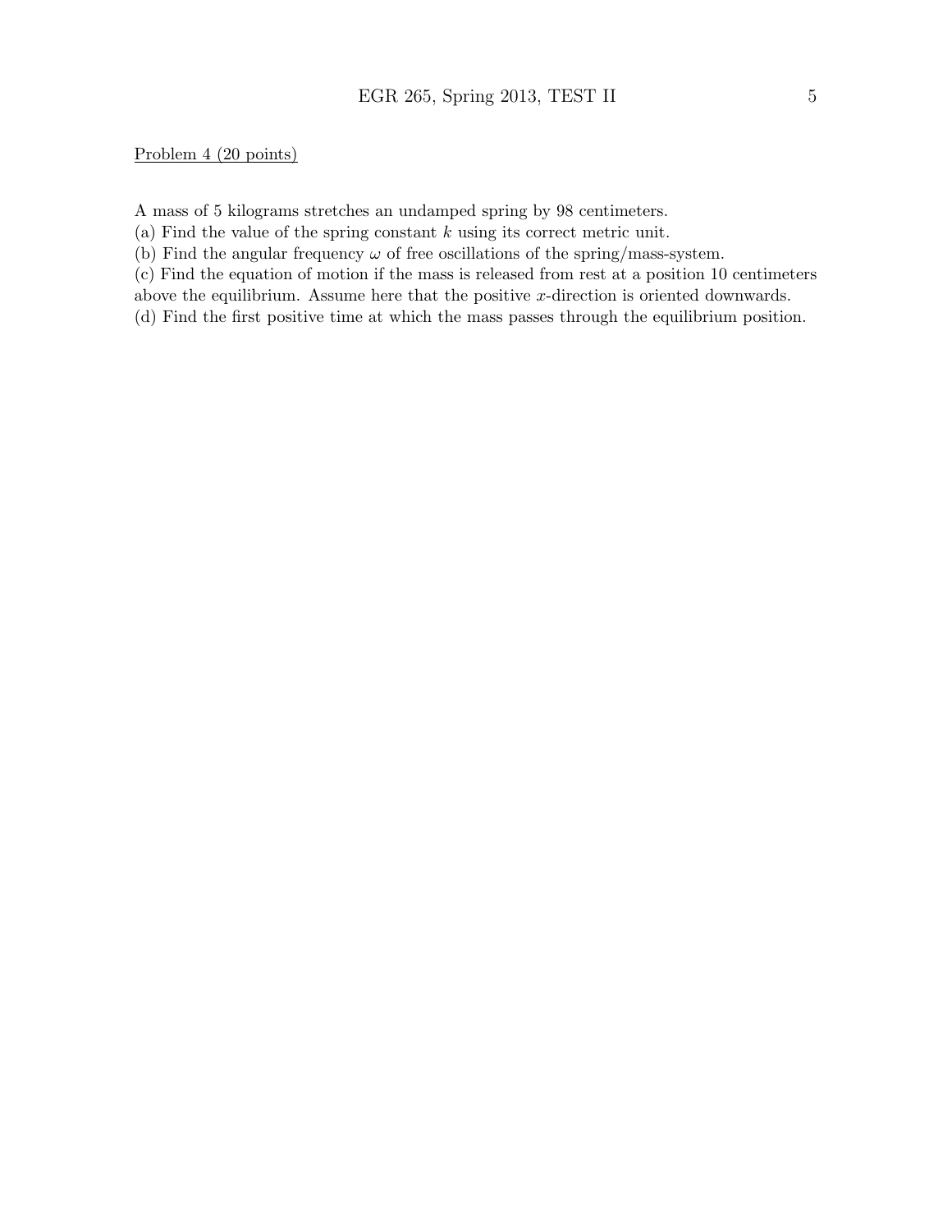Problem 4 (20 points)

A mass of 5 kilograms stretches an undamped spring by 98 centimeters.

(a) Find the value of the spring constant $k$ using its correct metric unit.

(b) Find the angular frequency $\omega$ of free oscillations of the spring/mass-system.

(c) Find the equation of motion if the mass is released from rest at a position 10 centimeters above the equilibrium. Assume here that the positive $x$-direction is oriented downwards.

(d) Find the first positive time at which the mass passes through the equilibrium position.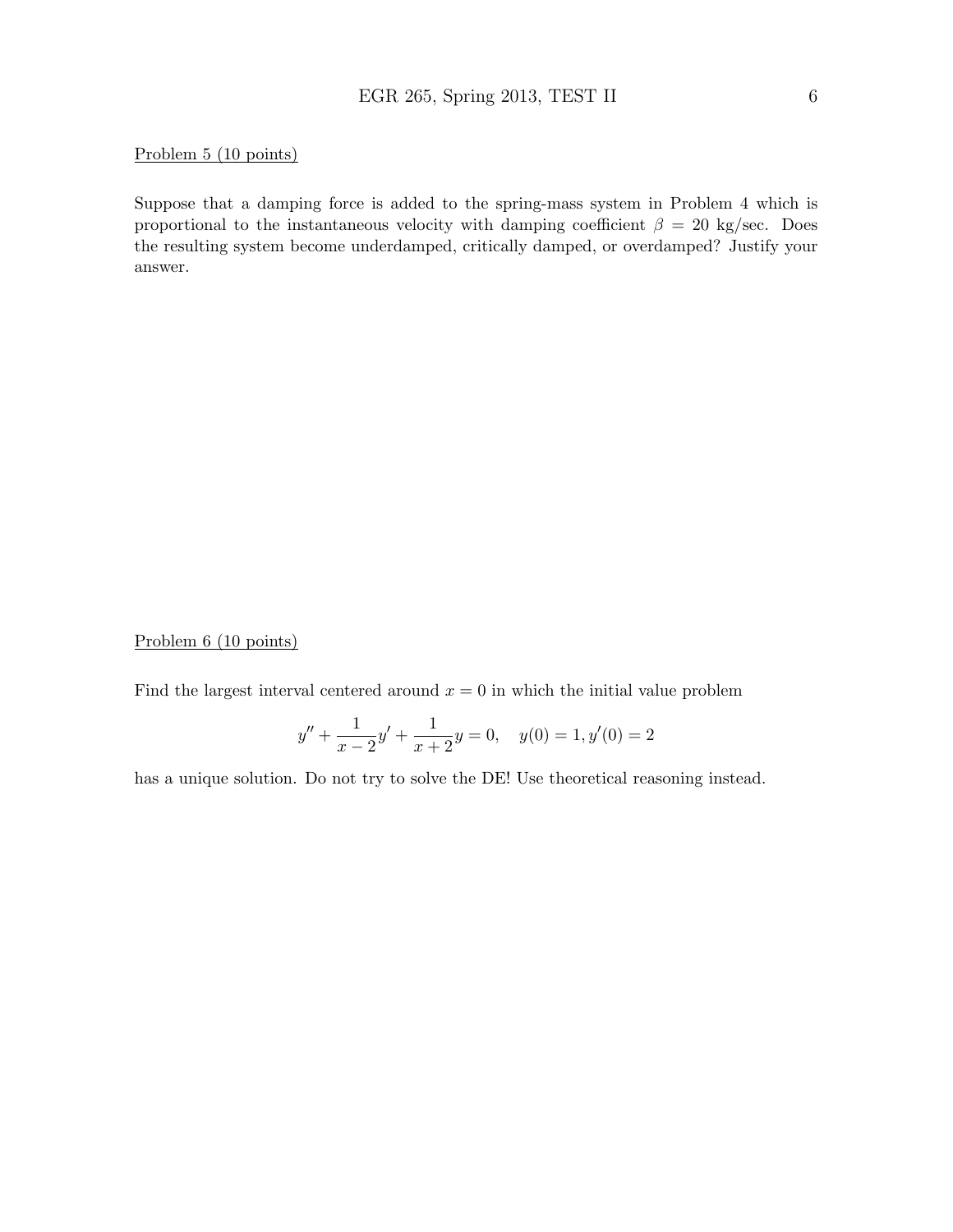Problem 5 (10 points)

Suppose that a damping force is added to the spring-mass system in Problem 4 which is proportional to the instantaneous velocity with damping coefficient $\beta = 20$ kg/sec. Does the resulting system become underdamped, critically damped, or overdamped? Justify your answer.

Problem 6 (10 points)

Find the largest interval centered around $x = 0$ in which the initial value problem

$$y'' + \frac{1}{x-2}y' + \frac{1}{x+2}y = 0, \quad y(0) = 1, y'(0) = 2$$

has a unique solution. Do not try to solve the DE! Use theoretical reasoning instead.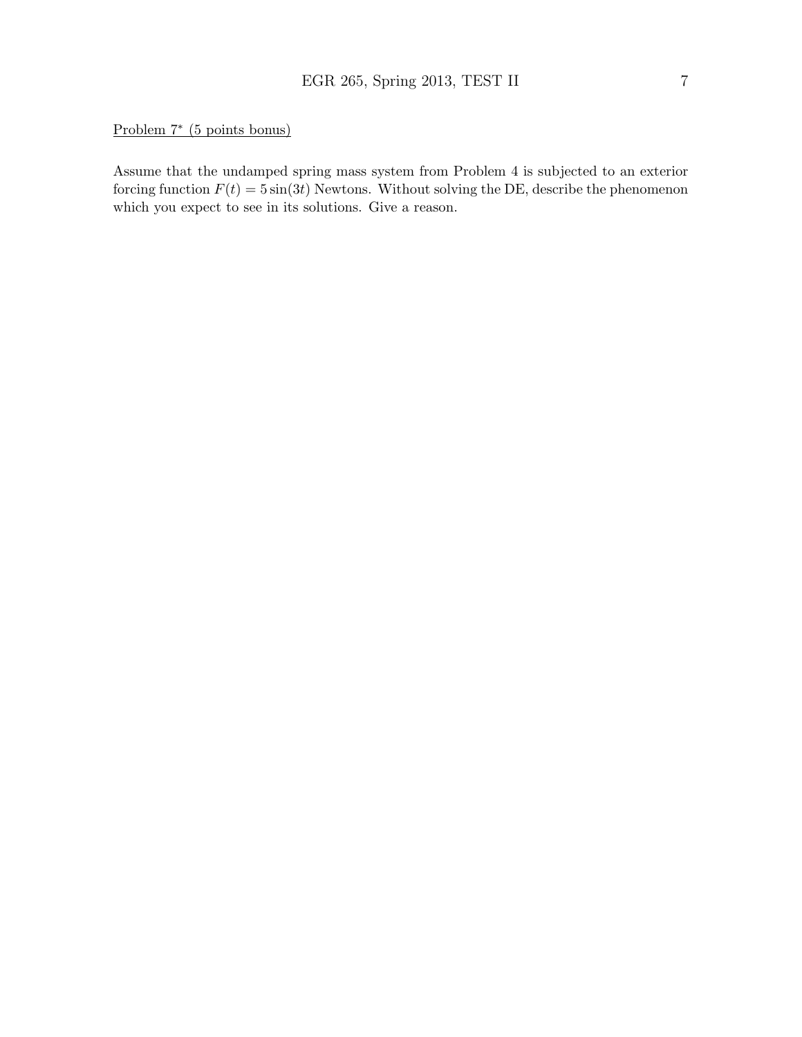Problem 7* (5 points bonus)

Assume that the undamped spring mass system from Problem 4 is subjected to an exterior forcing function $F(t) = 5\sin(3t)$ Newtons. Without solving the DE, describe the phenomenon which you expect to see in its solutions. Give a reason.